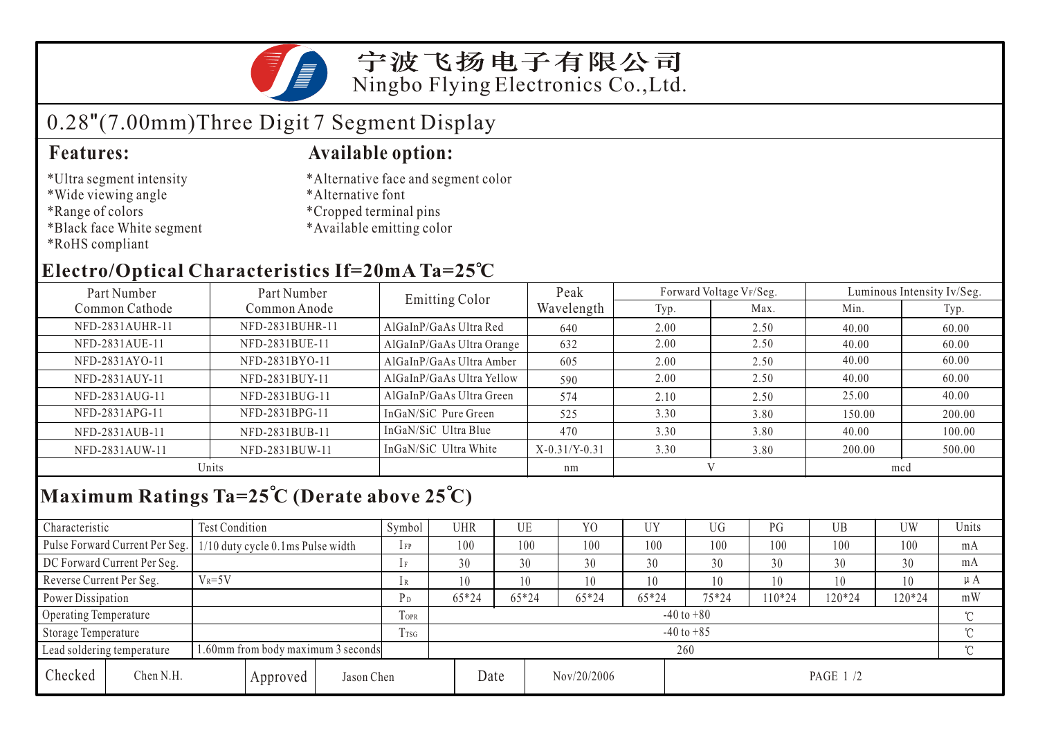# 宁波飞扬电子有限公司
Ningbo Flying Electronics Co.,Ltd.

## 0.28"(7.00mm)Three Digit 7 Segment Display

### Features:

*Ultra segment intensity
*Wide viewing angle
*Range of colors
*Black face White segment
*RoHS compliant

### Available option:

*Alternative face and segment color
*Alternative font
*Cropped terminal pins
*Available emitting color

## Electro/Optical Characteristics If=20mA Ta=25℃

| Part Number Common Cathode | Part Number Common Anode | Emitting Color | Peak Wavelength | Forward Voltage $V_F$/Seg. | | Luminous Intensity Iv/Seg. | |
|---|---|---|---|---|---|---|---|
| | | | | Typ. | Max. | Min. | Typ. |
| NFD-2831AUHR-11 | NFD-2831BUHR-11 | AlGaInP/GaAs Ultra Red | 640 | 2.00 | 2.50 | 40.00 | 60.00 |
| NFD-2831AUE-11 | NFD-2831BUE-11 | AlGaInP/GaAs Ultra Orange | 632 | 2.00 | 2.50 | 40.00 | 60.00 |
| NFD-2831AYO-11 | NFD-2831BYO-11 | AlGaInP/GaAs Ultra Amber | 605 | 2.00 | 2.50 | 40.00 | 60.00 |
| NFD-2831AUY-11 | NFD-2831BUY-11 | AlGaInP/GaAs Ultra Yellow | 590 | 2.00 | 2.50 | 40.00 | 60.00 |
| NFD-2831AUG-11 | NFD-2831BUG-11 | AlGaInP/GaAs Ultra Green | 574 | 2.10 | 2.50 | 25.00 | 40.00 |
| NFD-2831APG-11 | NFD-2831BPG-11 | InGaN/SiC Pure Green | 525 | 3.30 | 3.80 | 150.00 | 200.00 |
| NFD-2831AUB-11 | NFD-2831BUB-11 | InGaN/SiC Ultra Blue | 470 | 3.30 | 3.80 | 40.00 | 100.00 |
| NFD-2831AUW-11 | NFD-2831BUW-11 | InGaN/SiC Ultra White | X-0.31/Y-0.31 | 3.30 | 3.80 | 200.00 | 500.00 |
| Units | | | nm | V | | mcd | |

## Maximum Ratings Ta=25℃ (Derate above 25℃)

| Characteristic | Test Condition | Symbol | UHR | UE | YO | UY | UG | PG | UB | UW | Units |
|---|---|---|---|---|---|---|---|---|---|---|---|
| Pulse Forward Current Per Seg. | 1/10 duty cycle 0.1ms Pulse width | $I_{FP}$ | 100 | 100 | 100 | 100 | 100 | 100 | 100 | 100 | mA |
| DC Forward Current Per Seg. | | $I_F$ | 30 | 30 | 30 | 30 | 30 | 30 | 30 | 30 | mA |
| Reverse Current Per Seg. | $V_R$=5V | $I_R$ | 10 | 10 | 10 | 10 | 10 | 10 | 10 | 10 | μA |
| Power Dissipation | | $P_D$ | 65*24 | 65*24 | 65*24 | 65*24 | 75*24 | 110*24 | 120*24 | 120*24 | mW |
| Operating Temperature | | $T_{OPR}$ | -40 to +80 | | | | | | | | ℃ |
| Storage Temperature | | $T_{TSG}$ | -40 to +85 | | | | | | | | ℃ |
| Lead soldering temperature | 1.60mm from body maximum 3 seconds | | 260 | | | | | | | | ℃ |

| Checked | Chen N.H. | Approved | Jason Chen | Date | Nov/20/2006 |
|---|---|---|---|---|---|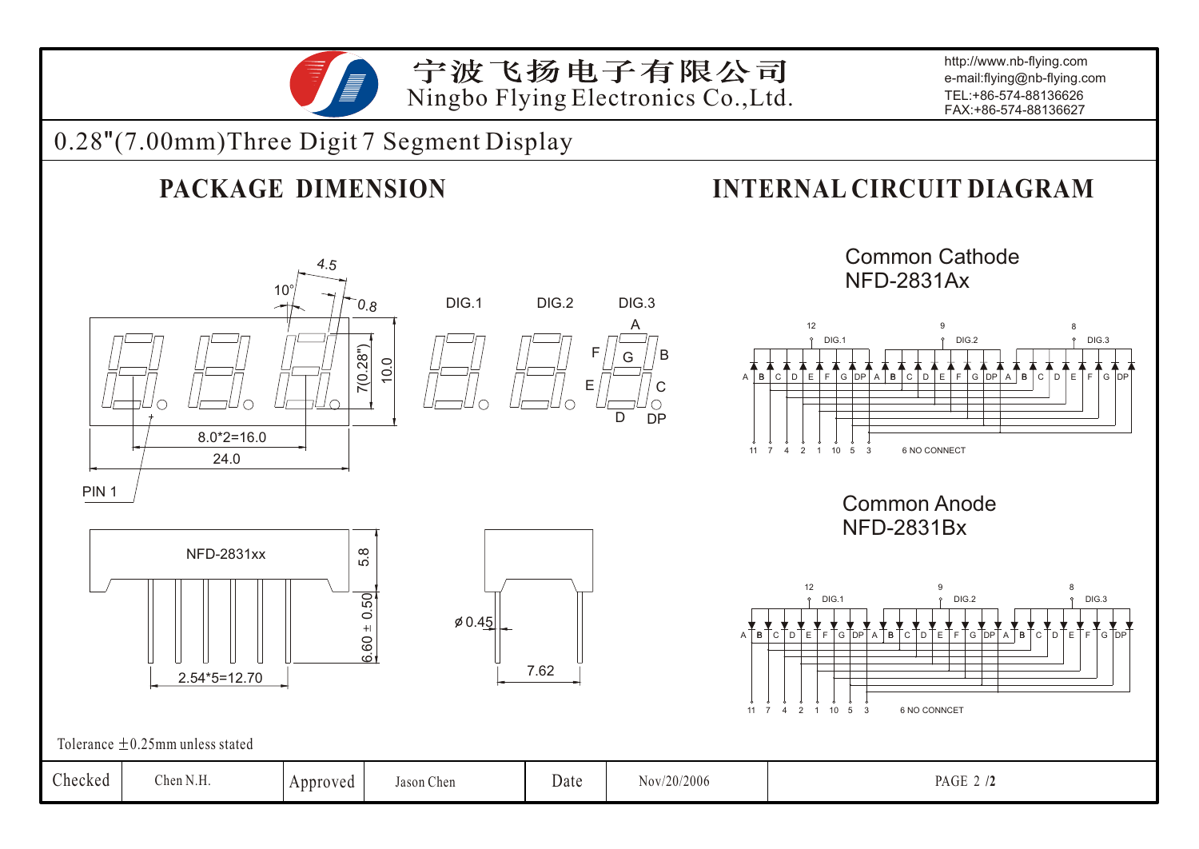宁波飞扬电子有限公司
Ningbo Flying Electronics Co.,Ltd.

http://www.nb-flying.com
e-mail:flying@nb-flying.com
TEL:+86-574-88136626
FAX:+86-574-88136627

# 0.28"(7.00mm)Three Digit 7 Segment Display

## PACKAGE DIMENSION

4.5
10°
0.8
7(0.28")
10.0
8.0*2=16.0
24.0
PIN 1

DIG.1 DIG.2 DIG.3

A B C D E F G DP

NFD-2831xx
5.8
6.60 ± 0.50
2.54*5=12.70
ø0.45
7.62

## INTERNAL CIRCUIT DIAGRAM

Common Cathode
NFD-2831Ax

12 DIG.1 9 DIG.2 8 DIG.3

A B C D E F G DP A B C D E F G DP A B C D E F G DP

11 7 4 2 1 10 5 3 6 NO CONNECT

Common Anode
NFD-2831Bx

12 DIG.1 9 DIG.2 8 DIG.3

A B C D E F G DP A B C D E F G DP A B C D E F G DP

11 7 4 2 1 10 5 3 6 NO CONNCET

Tolerance ±0.25mm unless stated

| Checked | Chen N.H. | Approved | Jason Chen | Date | Nov/20/2006 | PAGE 2 /2 |
|---|---|---|---|---|---|---|